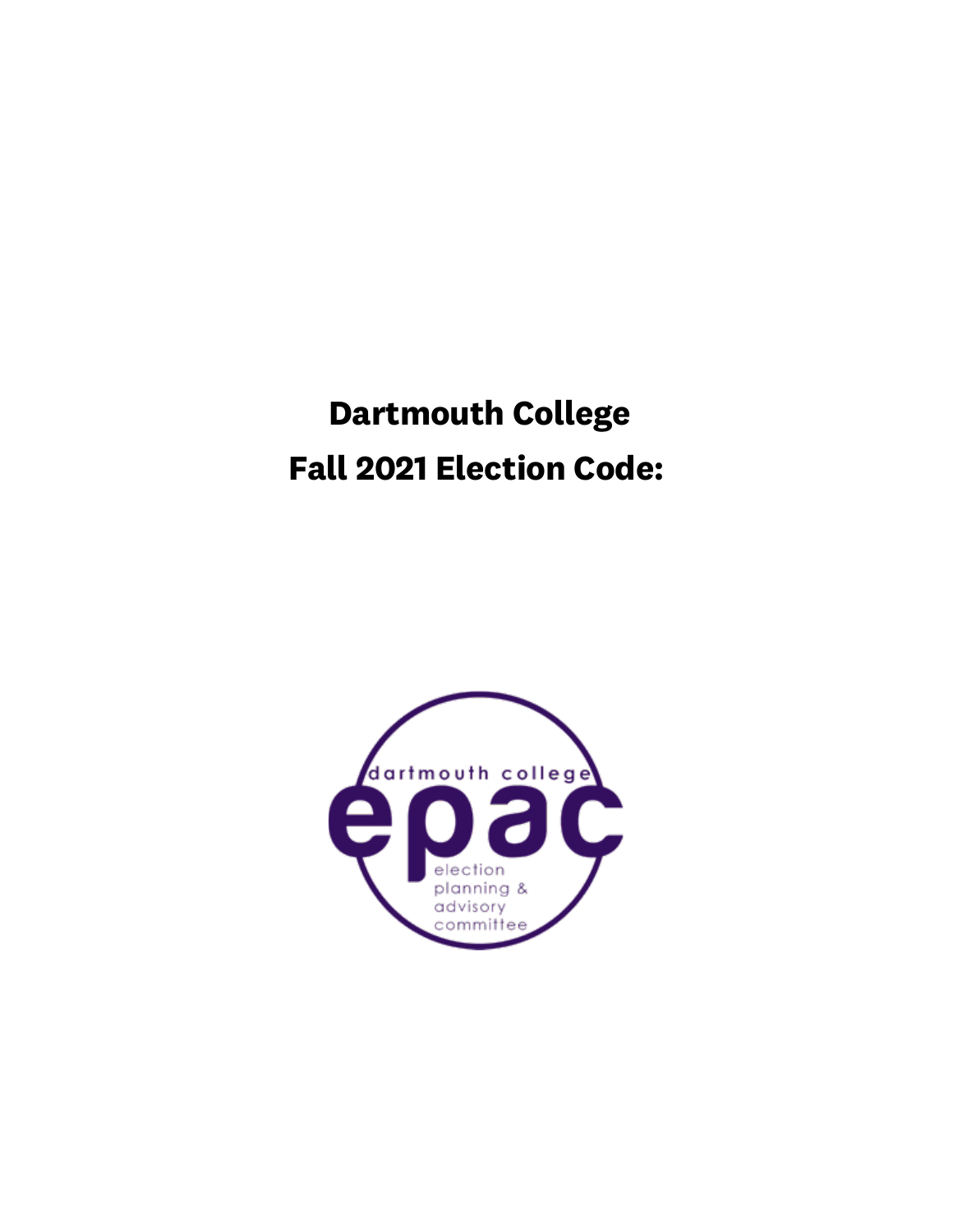# Dartmouth College
# Fall 2021 Election Code: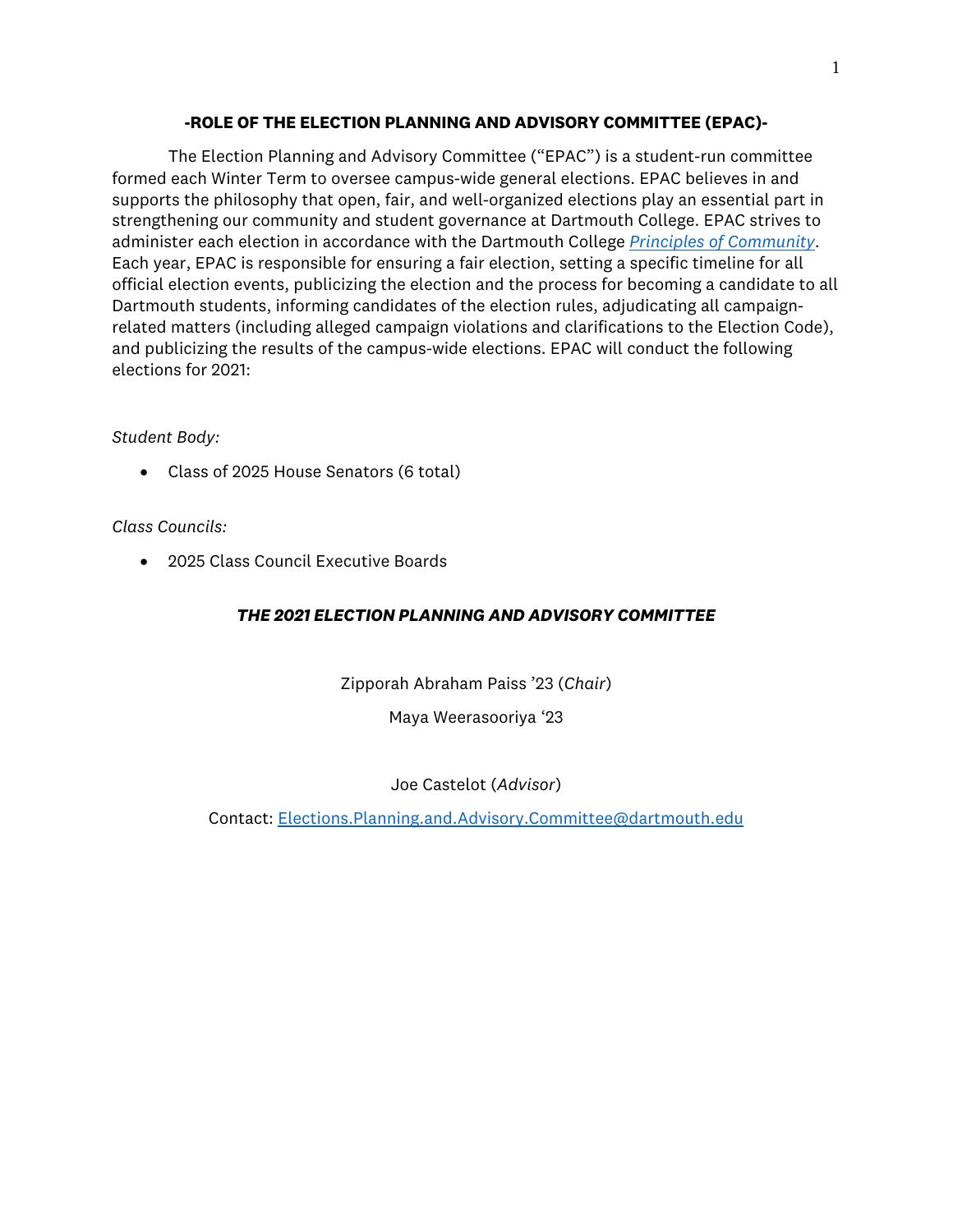## -ROLE OF THE ELECTION PLANNING AND ADVISORY COMMITTEE (EPAC)-

The Election Planning and Advisory Committee ("EPAC") is a student-run committee formed each Winter Term to oversee campus-wide general elections. EPAC believes in and supports the philosophy that open, fair, and well-organized elections play an essential part in strengthening our community and student governance at Dartmouth College. EPAC strives to administer each election in accordance with the Dartmouth College *Principles of Community*. Each year, EPAC is responsible for ensuring a fair election, setting a specific timeline for all official election events, publicizing the election and the process for becoming a candidate to all Dartmouth students, informing candidates of the election rules, adjudicating all campaign-related matters (including alleged campaign violations and clarifications to the Election Code), and publicizing the results of the campus-wide elections. EPAC will conduct the following elections for 2021:

*Student Body:*

- Class of 2025 House Senators (6 total)

*Class Councils:*

- 2025 Class Council Executive Boards

### *THE 2021 ELECTION PLANNING AND ADVISORY COMMITTEE*

Zipporah Abraham Paiss '23 (*Chair*)

Maya Weerasooriya '23

Joe Castelot (*Advisor*)

Contact: Elections.Planning.and.Advisory.Committee@dartmouth.edu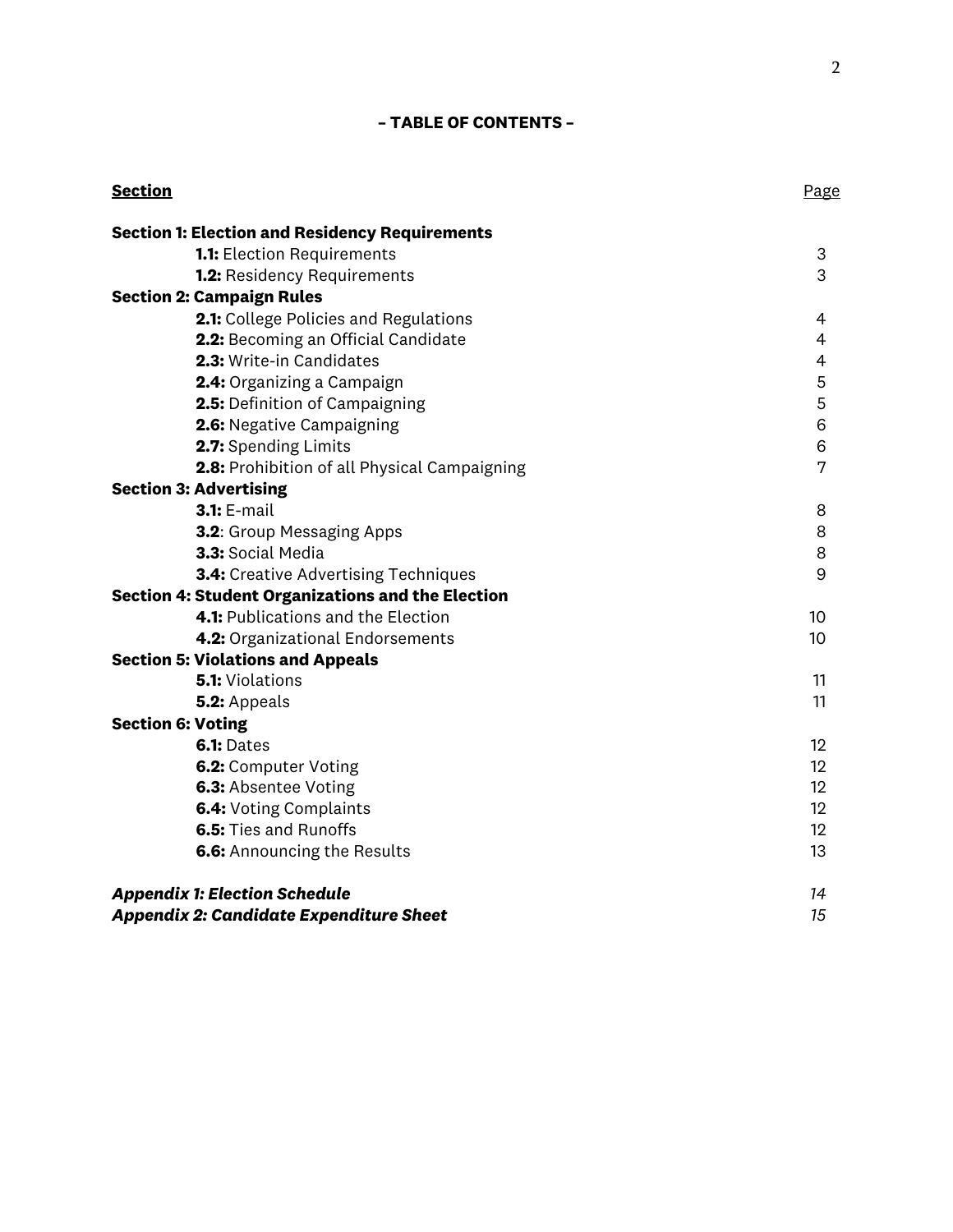**– TABLE OF CONTENTS –**

| Section | Page |
|---|---|
| **Section 1: Election and Residency Requirements** | |
| **1.1:** Election Requirements | 3 |
| **1.2:** Residency Requirements | 3 |
| **Section 2: Campaign Rules** | |
| **2.1:** College Policies and Regulations | 4 |
| **2.2:** Becoming an Official Candidate | 4 |
| **2.3:** Write-in Candidates | 4 |
| **2.4:** Organizing a Campaign | 5 |
| **2.5:** Definition of Campaigning | 5 |
| **2.6:** Negative Campaigning | 6 |
| **2.7:** Spending Limits | 6 |
| **2.8:** Prohibition of all Physical Campaigning | 7 |
| **Section 3: Advertising** | |
| **3.1:** E-mail | 8 |
| **3.2**: Group Messaging Apps | 8 |
| **3.3:** Social Media | 8 |
| **3.4:** Creative Advertising Techniques | 9 |
| **Section 4: Student Organizations and the Election** | |
| **4.1:** Publications and the Election | 10 |
| **4.2:** Organizational Endorsements | 10 |
| **Section 5: Violations and Appeals** | |
| **5.1:** Violations | 11 |
| **5.2:** Appeals | 11 |
| **Section 6: Voting** | |
| **6.1:** Dates | 12 |
| **6.2:** Computer Voting | 12 |
| **6.3:** Absentee Voting | 12 |
| **6.4:** Voting Complaints | 12 |
| **6.5:** Ties and Runoffs | 12 |
| **6.6:** Announcing the Results | 13 |
| ***Appendix 1: Election Schedule*** | *14* |
| ***Appendix 2: Candidate Expenditure Sheet*** | *15* |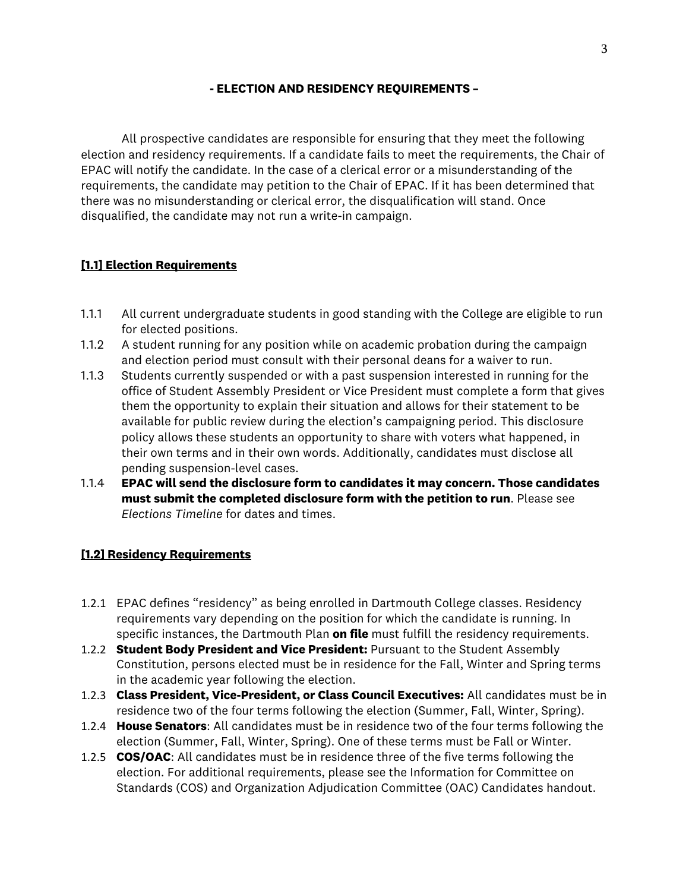## - ELECTION AND RESIDENCY REQUIREMENTS –

All prospective candidates are responsible for ensuring that they meet the following election and residency requirements. If a candidate fails to meet the requirements, the Chair of EPAC will notify the candidate. In the case of a clerical error or a misunderstanding of the requirements, the candidate may petition to the Chair of EPAC. If it has been determined that there was no misunderstanding or clerical error, the disqualification will stand. Once disqualified, the candidate may not run a write-in campaign.

### [1.1] Election Requirements

1.1.1 All current undergraduate students in good standing with the College are eligible to run for elected positions.

1.1.2 A student running for any position while on academic probation during the campaign and election period must consult with their personal deans for a waiver to run.

1.1.3 Students currently suspended or with a past suspension interested in running for the office of Student Assembly President or Vice President must complete a form that gives them the opportunity to explain their situation and allows for their statement to be available for public review during the election's campaigning period. This disclosure policy allows these students an opportunity to share with voters what happened, in their own terms and in their own words. Additionally, candidates must disclose all pending suspension-level cases.

1.1.4 **EPAC will send the disclosure form to candidates it may concern. Those candidates must submit the completed disclosure form with the petition to run**. Please see *Elections Timeline* for dates and times.

### [1.2] Residency Requirements

1.2.1 EPAC defines "residency" as being enrolled in Dartmouth College classes. Residency requirements vary depending on the position for which the candidate is running. In specific instances, the Dartmouth Plan **on file** must fulfill the residency requirements.

1.2.2 **Student Body President and Vice President:** Pursuant to the Student Assembly Constitution, persons elected must be in residence for the Fall, Winter and Spring terms in the academic year following the election.

1.2.3 **Class President, Vice-President, or Class Council Executives:** All candidates must be in residence two of the four terms following the election (Summer, Fall, Winter, Spring).

1.2.4 **House Senators**: All candidates must be in residence two of the four terms following the election (Summer, Fall, Winter, Spring). One of these terms must be Fall or Winter.

1.2.5 **COS/OAC**: All candidates must be in residence three of the five terms following the election. For additional requirements, please see the Information for Committee on Standards (COS) and Organization Adjudication Committee (OAC) Candidates handout.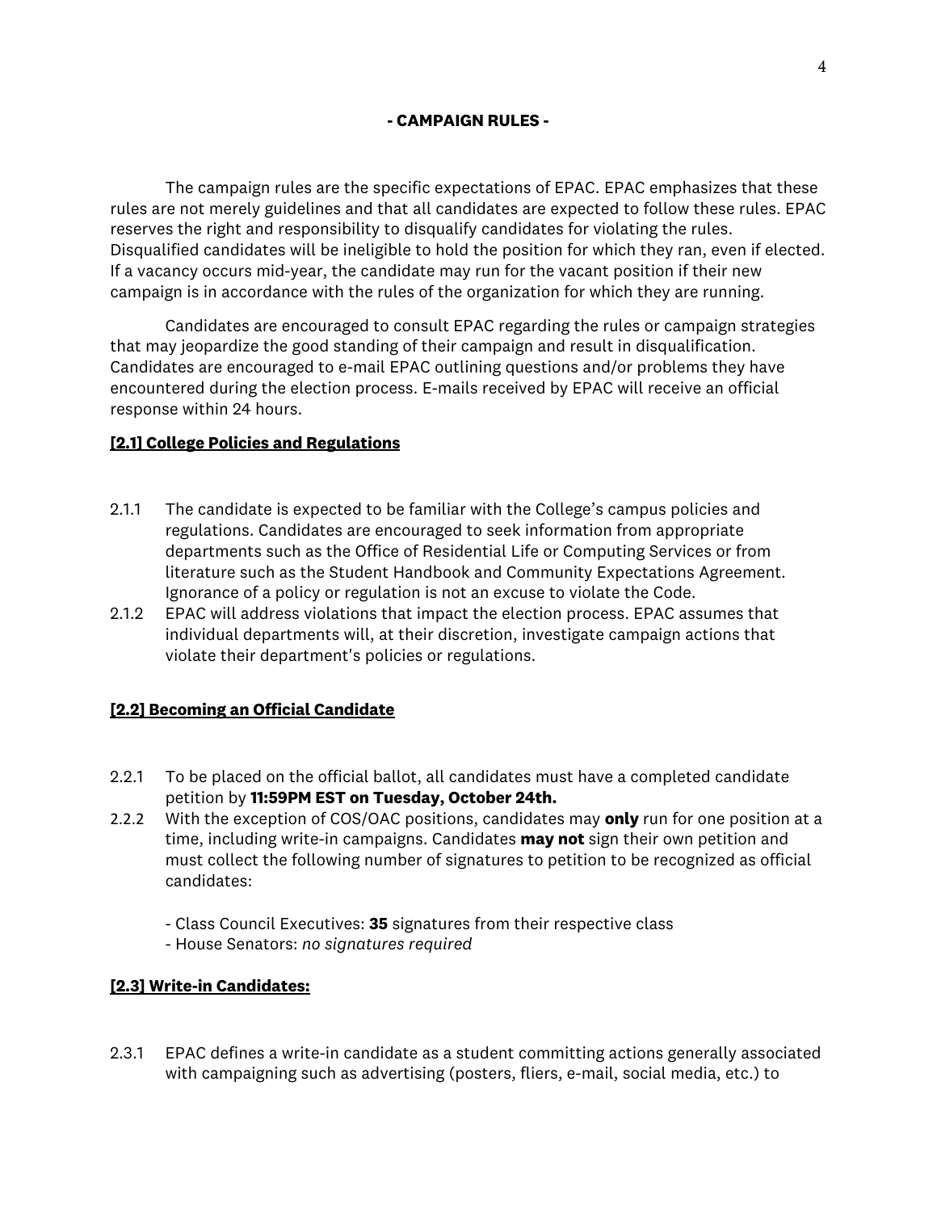## - CAMPAIGN RULES -

The campaign rules are the specific expectations of EPAC. EPAC emphasizes that these rules are not merely guidelines and that all candidates are expected to follow these rules. EPAC reserves the right and responsibility to disqualify candidates for violating the rules. Disqualified candidates will be ineligible to hold the position for which they ran, even if elected. If a vacancy occurs mid-year, the candidate may run for the vacant position if their new campaign is in accordance with the rules of the organization for which they are running.

Candidates are encouraged to consult EPAC regarding the rules or campaign strategies that may jeopardize the good standing of their campaign and result in disqualification. Candidates are encouraged to e-mail EPAC outlining questions and/or problems they have encountered during the election process. E-mails received by EPAC will receive an official response within 24 hours.

### [2.1] College Policies and Regulations

2.1.1 The candidate is expected to be familiar with the College's campus policies and regulations. Candidates are encouraged to seek information from appropriate departments such as the Office of Residential Life or Computing Services or from literature such as the Student Handbook and Community Expectations Agreement. Ignorance of a policy or regulation is not an excuse to violate the Code.

2.1.2 EPAC will address violations that impact the election process. EPAC assumes that individual departments will, at their discretion, investigate campaign actions that violate their department's policies or regulations.

### [2.2] Becoming an Official Candidate

2.2.1 To be placed on the official ballot, all candidates must have a completed candidate petition by **11:59PM EST on Tuesday, October 24th.**

2.2.2 With the exception of COS/OAC positions, candidates may **only** run for one position at a time, including write-in campaigns. Candidates **may not** sign their own petition and must collect the following number of signatures to petition to be recognized as official candidates:

- Class Council Executives: **35** signatures from their respective class
- House Senators: *no signatures required*

### [2.3] Write-in Candidates:

2.3.1 EPAC defines a write-in candidate as a student committing actions generally associated with campaigning such as advertising (posters, fliers, e-mail, social media, etc.) to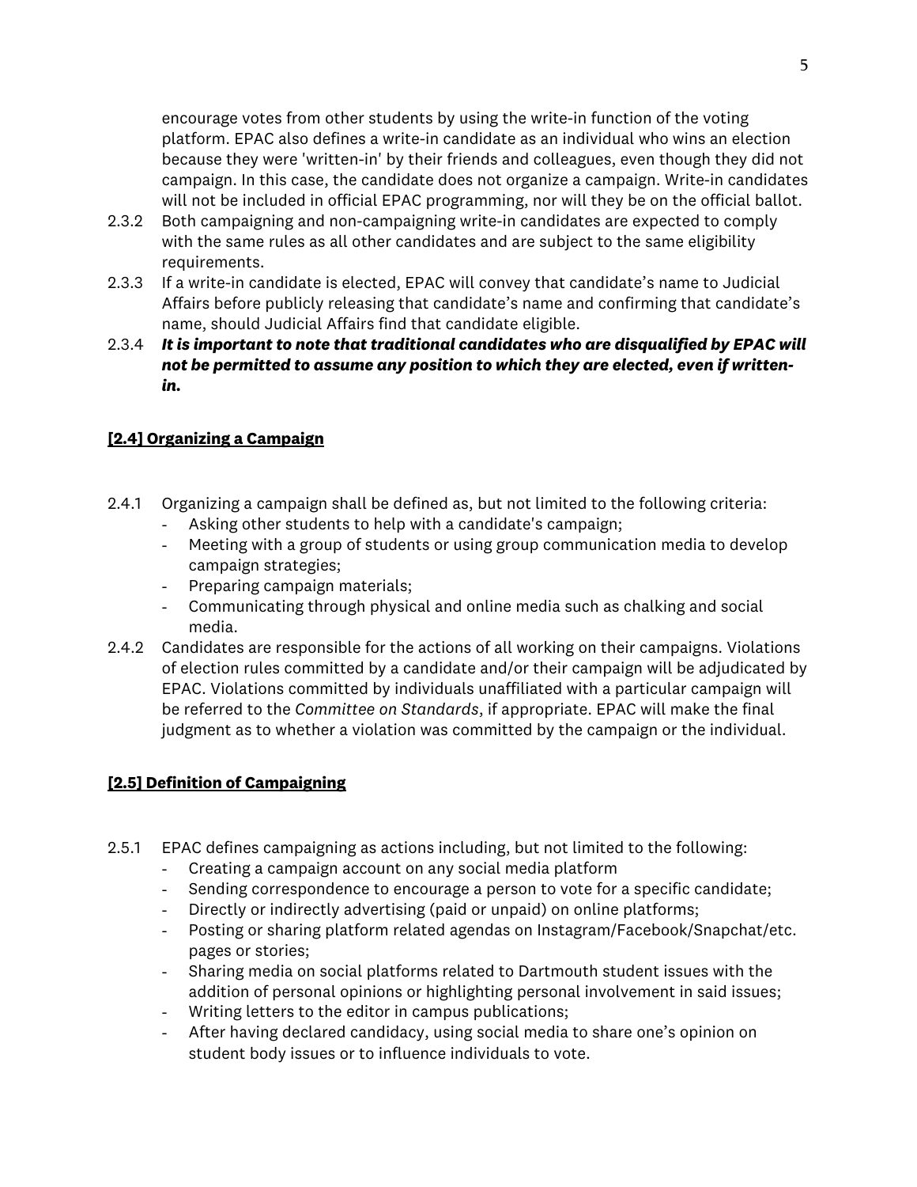encourage votes from other students by using the write-in function of the voting platform. EPAC also defines a write-in candidate as an individual who wins an election because they were 'written-in' by their friends and colleagues, even though they did not campaign. In this case, the candidate does not organize a campaign. Write-in candidates will not be included in official EPAC programming, nor will they be on the official ballot.

2.3.2 Both campaigning and non-campaigning write-in candidates are expected to comply with the same rules as all other candidates and are subject to the same eligibility requirements.

2.3.3 If a write-in candidate is elected, EPAC will convey that candidate's name to Judicial Affairs before publicly releasing that candidate's name and confirming that candidate's name, should Judicial Affairs find that candidate eligible.

2.3.4 ***It is important to note that traditional candidates who are disqualified by EPAC will not be permitted to assume any position to which they are elected, even if written-in.***

## [2.4] Organizing a Campaign

2.4.1 Organizing a campaign shall be defined as, but not limited to the following criteria:

- Asking other students to help with a candidate's campaign;
- Meeting with a group of students or using group communication media to develop campaign strategies;
- Preparing campaign materials;
- Communicating through physical and online media such as chalking and social media.

2.4.2 Candidates are responsible for the actions of all working on their campaigns. Violations of election rules committed by a candidate and/or their campaign will be adjudicated by EPAC. Violations committed by individuals unaffiliated with a particular campaign will be referred to the *Committee on Standards*, if appropriate. EPAC will make the final judgment as to whether a violation was committed by the campaign or the individual.

## [2.5] Definition of Campaigning

2.5.1 EPAC defines campaigning as actions including, but not limited to the following:

- Creating a campaign account on any social media platform
- Sending correspondence to encourage a person to vote for a specific candidate;
- Directly or indirectly advertising (paid or unpaid) on online platforms;
- Posting or sharing platform related agendas on Instagram/Facebook/Snapchat/etc. pages or stories;
- Sharing media on social platforms related to Dartmouth student issues with the addition of personal opinions or highlighting personal involvement in said issues;
- Writing letters to the editor in campus publications;
- After having declared candidacy, using social media to share one's opinion on student body issues or to influence individuals to vote.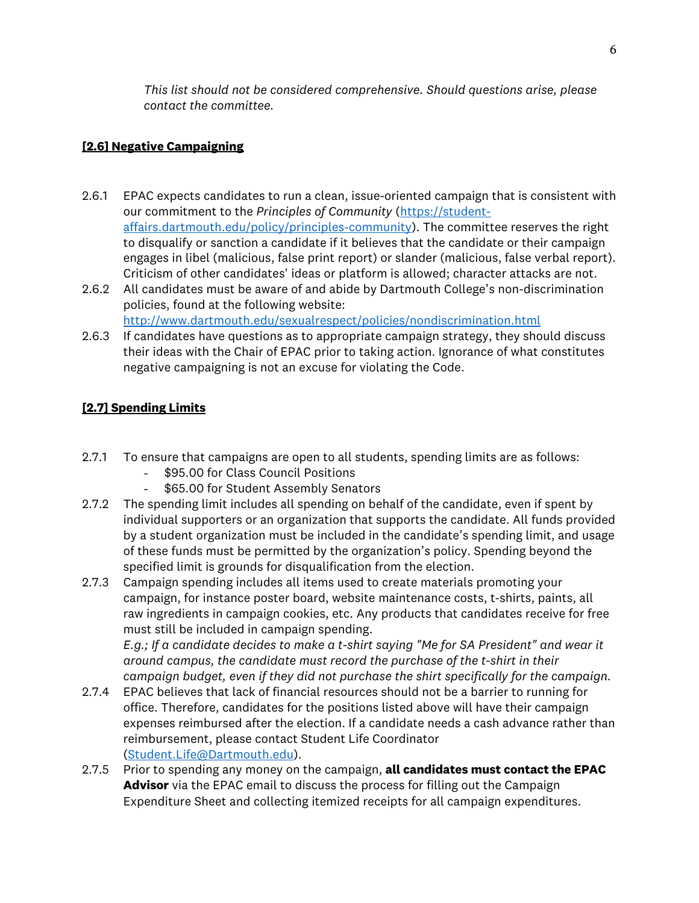*This list should not be considered comprehensive. Should questions arise, please contact the committee.*

**[2.6] Negative Campaigning**

2.6.1 EPAC expects candidates to run a clean, issue-oriented campaign that is consistent with our commitment to the *Principles of Community* (https://student-affairs.dartmouth.edu/policy/principles-community). The committee reserves the right to disqualify or sanction a candidate if it believes that the candidate or their campaign engages in libel (malicious, false print report) or slander (malicious, false verbal report). Criticism of other candidates' ideas or platform is allowed; character attacks are not.

2.6.2 All candidates must be aware of and abide by Dartmouth College's non-discrimination policies, found at the following website: http://www.dartmouth.edu/sexualrespect/policies/nondiscrimination.html

2.6.3 If candidates have questions as to appropriate campaign strategy, they should discuss their ideas with the Chair of EPAC prior to taking action. Ignorance of what constitutes negative campaigning is not an excuse for violating the Code.

**[2.7] Spending Limits**

2.7.1 To ensure that campaigns are open to all students, spending limits are as follows:
- $95.00 for Class Council Positions
- $65.00 for Student Assembly Senators

2.7.2 The spending limit includes all spending on behalf of the candidate, even if spent by individual supporters or an organization that supports the candidate. All funds provided by a student organization must be included in the candidate's spending limit, and usage of these funds must be permitted by the organization's policy. Spending beyond the specified limit is grounds for disqualification from the election.

2.7.3 Campaign spending includes all items used to create materials promoting your campaign, for instance poster board, website maintenance costs, t-shirts, paints, all raw ingredients in campaign cookies, etc. Any products that candidates receive for free must still be included in campaign spending.
*E.g.; If a candidate decides to make a t-shirt saying "Me for SA President" and wear it around campus, the candidate must record the purchase of the t-shirt in their campaign budget, even if they did not purchase the shirt specifically for the campaign.*

2.7.4 EPAC believes that lack of financial resources should not be a barrier to running for office. Therefore, candidates for the positions listed above will have their campaign expenses reimbursed after the election. If a candidate needs a cash advance rather than reimbursement, please contact Student Life Coordinator (Student.Life@Dartmouth.edu).

2.7.5 Prior to spending any money on the campaign, **all candidates must contact the EPAC Advisor** via the EPAC email to discuss the process for filling out the Campaign Expenditure Sheet and collecting itemized receipts for all campaign expenditures.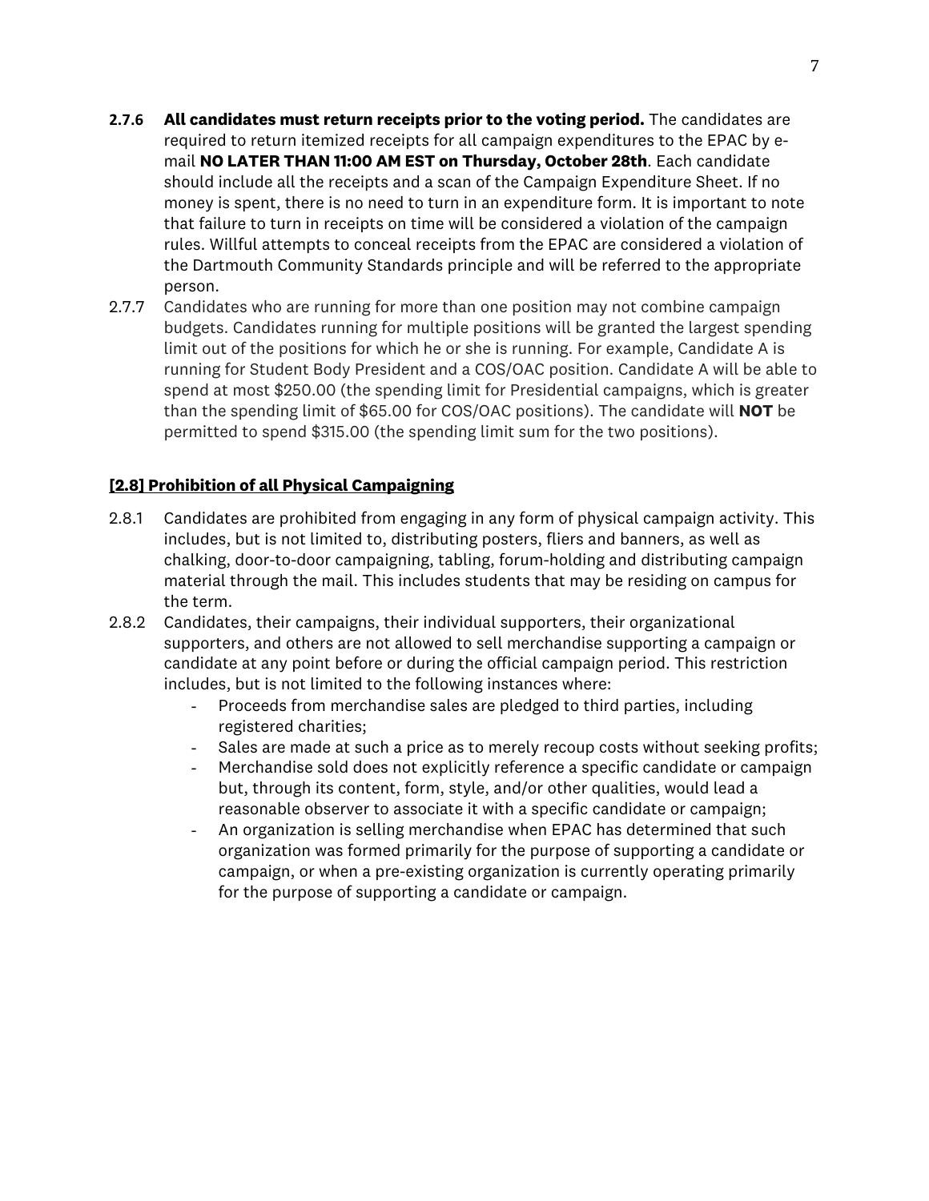**2.7.6** **All candidates must return receipts prior to the voting period.** The candidates are required to return itemized receipts for all campaign expenditures to the EPAC by e-mail **NO LATER THAN 11:00 AM EST on Thursday, October 28th**. Each candidate should include all the receipts and a scan of the Campaign Expenditure Sheet. If no money is spent, there is no need to turn in an expenditure form. It is important to note that failure to turn in receipts on time will be considered a violation of the campaign rules. Willful attempts to conceal receipts from the EPAC are considered a violation of the Dartmouth Community Standards principle and will be referred to the appropriate person.

2.7.7 Candidates who are running for more than one position may not combine campaign budgets. Candidates running for multiple positions will be granted the largest spending limit out of the positions for which he or she is running. For example, Candidate A is running for Student Body President and a COS/OAC position. Candidate A will be able to spend at most $250.00 (the spending limit for Presidential campaigns, which is greater than the spending limit of $65.00 for COS/OAC positions). The candidate will **NOT** be permitted to spend $315.00 (the spending limit sum for the two positions).

## [2.8] Prohibition of all Physical Campaigning

2.8.1 Candidates are prohibited from engaging in any form of physical campaign activity. This includes, but is not limited to, distributing posters, fliers and banners, as well as chalking, door-to-door campaigning, tabling, forum-holding and distributing campaign material through the mail. This includes students that may be residing on campus for the term.

2.8.2 Candidates, their campaigns, their individual supporters, their organizational supporters, and others are not allowed to sell merchandise supporting a campaign or candidate at any point before or during the official campaign period. This restriction includes, but is not limited to the following instances where:

- Proceeds from merchandise sales are pledged to third parties, including registered charities;
- Sales are made at such a price as to merely recoup costs without seeking profits;
- Merchandise sold does not explicitly reference a specific candidate or campaign but, through its content, form, style, and/or other qualities, would lead a reasonable observer to associate it with a specific candidate or campaign;
- An organization is selling merchandise when EPAC has determined that such organization was formed primarily for the purpose of supporting a candidate or campaign, or when a pre-existing organization is currently operating primarily for the purpose of supporting a candidate or campaign.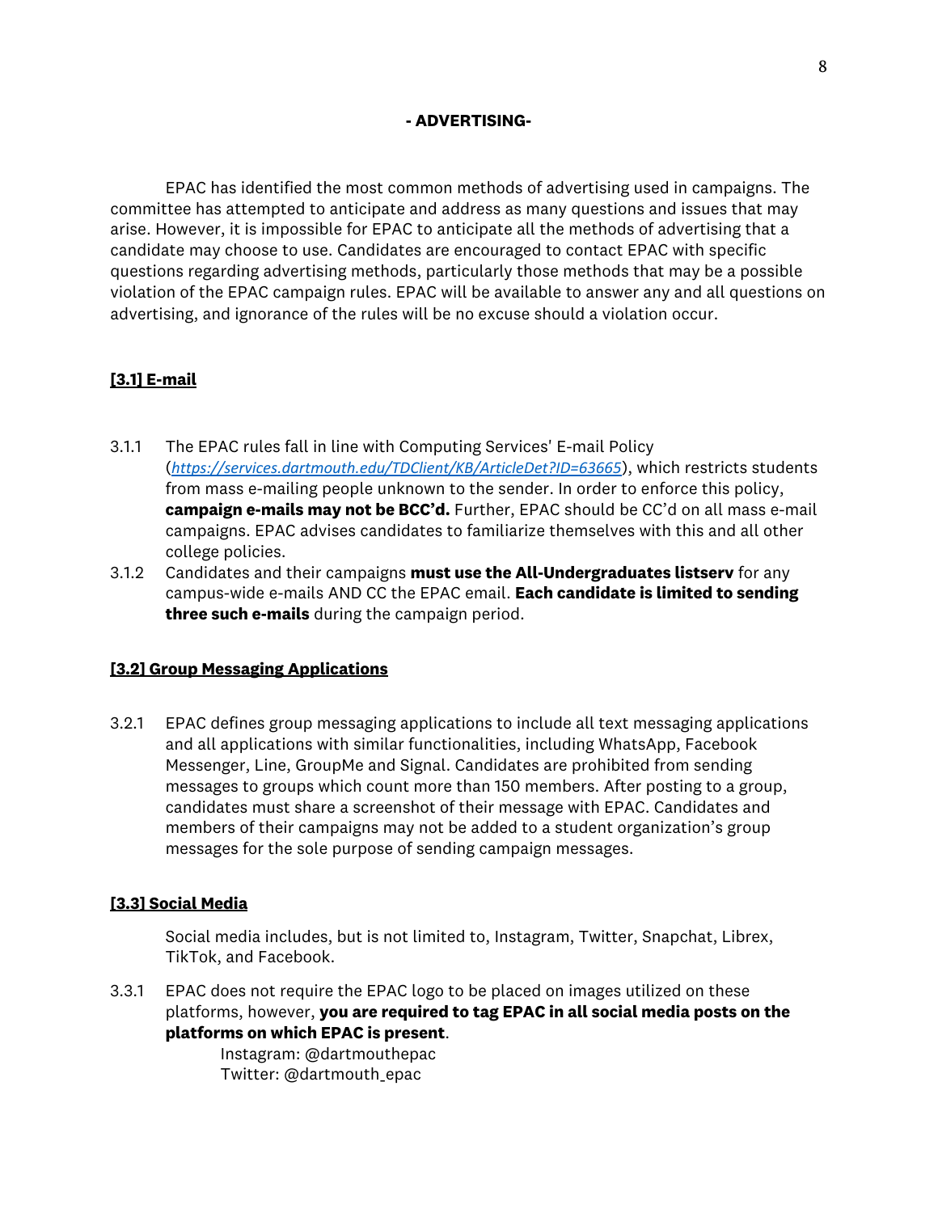## - ADVERTISING-

EPAC has identified the most common methods of advertising used in campaigns. The committee has attempted to anticipate and address as many questions and issues that may arise. However, it is impossible for EPAC to anticipate all the methods of advertising that a candidate may choose to use. Candidates are encouraged to contact EPAC with specific questions regarding advertising methods, particularly those methods that may be a possible violation of the EPAC campaign rules. EPAC will be available to answer any and all questions on advertising, and ignorance of the rules will be no excuse should a violation occur.

### [3.1] E-mail

3.1.1 The EPAC rules fall in line with Computing Services' E-mail Policy (*https://services.dartmouth.edu/TDClient/KB/ArticleDet?ID=63665*), which restricts students from mass e-mailing people unknown to the sender. In order to enforce this policy, **campaign e-mails may not be BCC'd.** Further, EPAC should be CC'd on all mass e-mail campaigns. EPAC advises candidates to familiarize themselves with this and all other college policies.

3.1.2 Candidates and their campaigns **must use the All-Undergraduates listserv** for any campus-wide e-mails AND CC the EPAC email. **Each candidate is limited to sending three such e-mails** during the campaign period.

### [3.2] Group Messaging Applications

3.2.1 EPAC defines group messaging applications to include all text messaging applications and all applications with similar functionalities, including WhatsApp, Facebook Messenger, Line, GroupMe and Signal. Candidates are prohibited from sending messages to groups which count more than 150 members. After posting to a group, candidates must share a screenshot of their message with EPAC. Candidates and members of their campaigns may not be added to a student organization's group messages for the sole purpose of sending campaign messages.

### [3.3] Social Media

Social media includes, but is not limited to, Instagram, Twitter, Snapchat, Librex, TikTok, and Facebook.

3.3.1 EPAC does not require the EPAC logo to be placed on images utilized on these platforms, however, **you are required to tag EPAC in all social media posts on the platforms on which EPAC is present**.

Instagram: @dartmouthepac
Twitter: @dartmouth_epac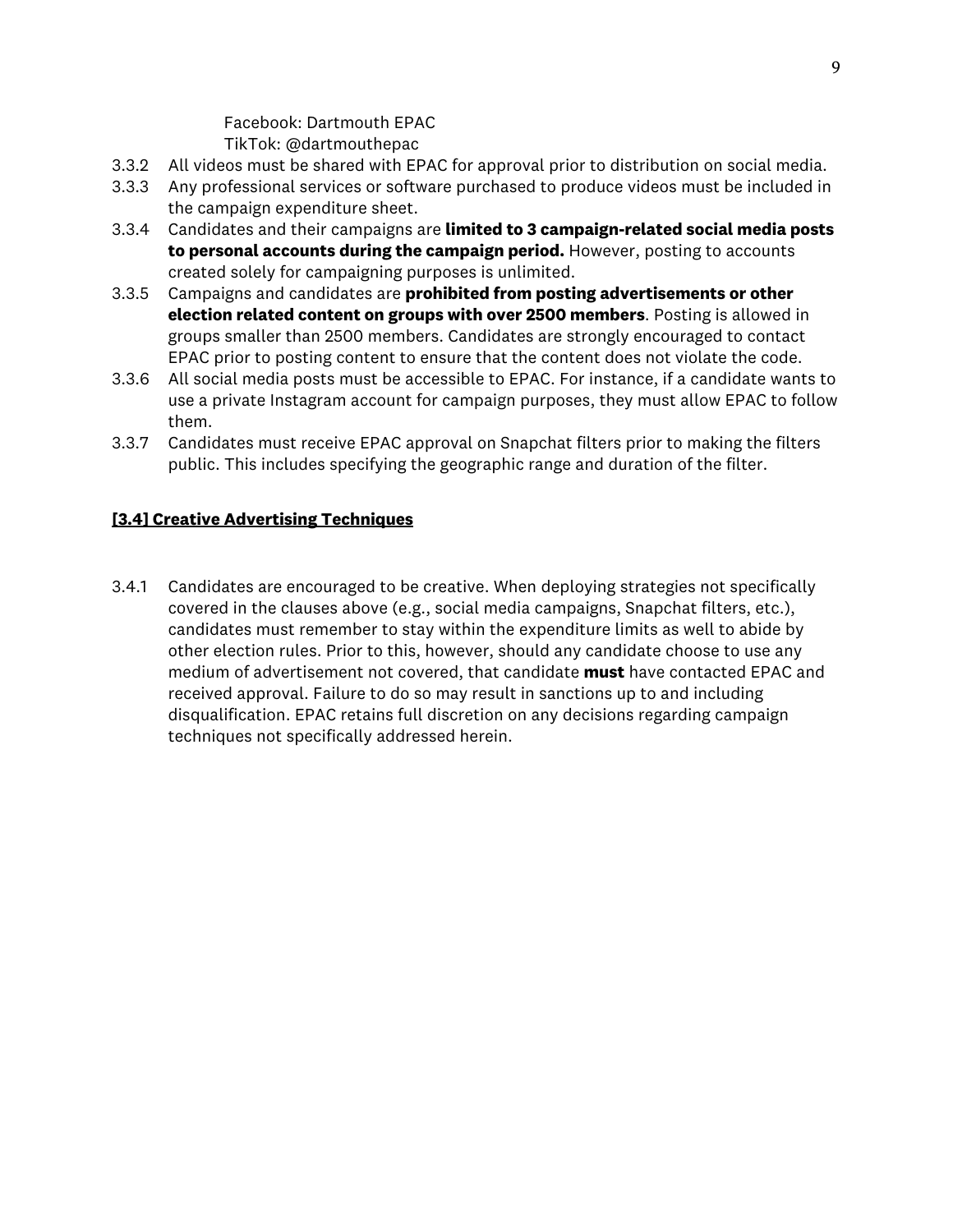Facebook: Dartmouth EPAC
TikTok: @dartmouthepac

3.3.2 All videos must be shared with EPAC for approval prior to distribution on social media.

3.3.3 Any professional services or software purchased to produce videos must be included in the campaign expenditure sheet.

3.3.4 Candidates and their campaigns are **limited to 3 campaign-related social media posts to personal accounts during the campaign period.** However, posting to accounts created solely for campaigning purposes is unlimited.

3.3.5 Campaigns and candidates are **prohibited from posting advertisements or other election related content on groups with over 2500 members**. Posting is allowed in groups smaller than 2500 members. Candidates are strongly encouraged to contact EPAC prior to posting content to ensure that the content does not violate the code.

3.3.6 All social media posts must be accessible to EPAC. For instance, if a candidate wants to use a private Instagram account for campaign purposes, they must allow EPAC to follow them.

3.3.7 Candidates must receive EPAC approval on Snapchat filters prior to making the filters public. This includes specifying the geographic range and duration of the filter.

**[3.4] Creative Advertising Techniques**

3.4.1 Candidates are encouraged to be creative. When deploying strategies not specifically covered in the clauses above (e.g., social media campaigns, Snapchat filters, etc.), candidates must remember to stay within the expenditure limits as well to abide by other election rules. Prior to this, however, should any candidate choose to use any medium of advertisement not covered, that candidate **must** have contacted EPAC and received approval. Failure to do so may result in sanctions up to and including disqualification. EPAC retains full discretion on any decisions regarding campaign techniques not specifically addressed herein.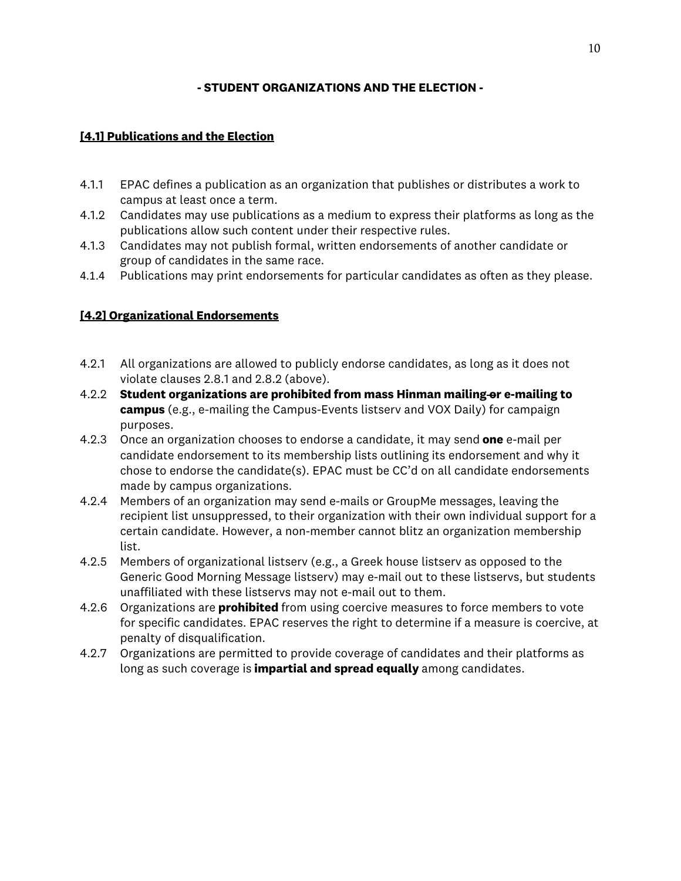## - STUDENT ORGANIZATIONS AND THE ELECTION -

### [4.1] Publications and the Election

4.1.1 EPAC defines a publication as an organization that publishes or distributes a work to campus at least once a term.

4.1.2 Candidates may use publications as a medium to express their platforms as long as the publications allow such content under their respective rules.

4.1.3 Candidates may not publish formal, written endorsements of another candidate or group of candidates in the same race.

4.1.4 Publications may print endorsements for particular candidates as often as they please.

### [4.2] Organizational Endorsements

4.2.1 All organizations are allowed to publicly endorse candidates, as long as it does not violate clauses 2.8.1 and 2.8.2 (above).

4.2.2 **Student organizations are prohibited from mass Hinman mailing ~~or~~ e-mailing to campus** (e.g., e-mailing the Campus-Events listserv and VOX Daily) for campaign purposes.

4.2.3 Once an organization chooses to endorse a candidate, it may send **one** e-mail per candidate endorsement to its membership lists outlining its endorsement and why it chose to endorse the candidate(s). EPAC must be CC'd on all candidate endorsements made by campus organizations.

4.2.4 Members of an organization may send e-mails or GroupMe messages, leaving the recipient list unsuppressed, to their organization with their own individual support for a certain candidate. However, a non-member cannot blitz an organization membership list.

4.2.5 Members of organizational listserv (e.g., a Greek house listserv as opposed to the Generic Good Morning Message listserv) may e-mail out to these listservs, but students unaffiliated with these listservs may not e-mail out to them.

4.2.6 Organizations are **prohibited** from using coercive measures to force members to vote for specific candidates. EPAC reserves the right to determine if a measure is coercive, at penalty of disqualification.

4.2.7 Organizations are permitted to provide coverage of candidates and their platforms as long as such coverage is **impartial and spread equally** among candidates.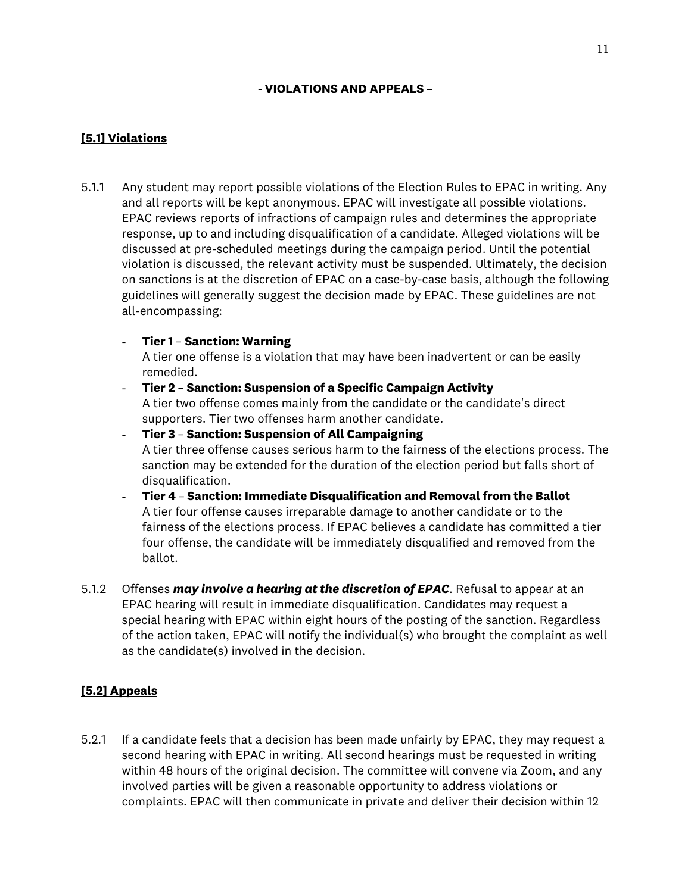## - VIOLATIONS AND APPEALS –

### [5.1] Violations

5.1.1 Any student may report possible violations of the Election Rules to EPAC in writing. Any and all reports will be kept anonymous. EPAC will investigate all possible violations. EPAC reviews reports of infractions of campaign rules and determines the appropriate response, up to and including disqualification of a candidate. Alleged violations will be discussed at pre-scheduled meetings during the campaign period. Until the potential violation is discussed, the relevant activity must be suspended. Ultimately, the decision on sanctions is at the discretion of EPAC on a case-by-case basis, although the following guidelines will generally suggest the decision made by EPAC. These guidelines are not all-encompassing:

- **Tier 1 – Sanction: Warning**
  A tier one offense is a violation that may have been inadvertent or can be easily remedied.
- **Tier 2 – Sanction: Suspension of a Specific Campaign Activity**
  A tier two offense comes mainly from the candidate or the candidate's direct supporters. Tier two offenses harm another candidate.
- **Tier 3 – Sanction: Suspension of All Campaigning**
  A tier three offense causes serious harm to the fairness of the elections process. The sanction may be extended for the duration of the election period but falls short of disqualification.
- **Tier 4 – Sanction: Immediate Disqualification and Removal from the Ballot**
  A tier four offense causes irreparable damage to another candidate or to the fairness of the elections process. If EPAC believes a candidate has committed a tier four offense, the candidate will be immediately disqualified and removed from the ballot.

5.1.2 Offenses ***may involve a hearing at the discretion of EPAC***. Refusal to appear at an EPAC hearing will result in immediate disqualification. Candidates may request a special hearing with EPAC within eight hours of the posting of the sanction. Regardless of the action taken, EPAC will notify the individual(s) who brought the complaint as well as the candidate(s) involved in the decision.

### [5.2] Appeals

5.2.1 If a candidate feels that a decision has been made unfairly by EPAC, they may request a second hearing with EPAC in writing. All second hearings must be requested in writing within 48 hours of the original decision. The committee will convene via Zoom, and any involved parties will be given a reasonable opportunity to address violations or complaints. EPAC will then communicate in private and deliver their decision within 12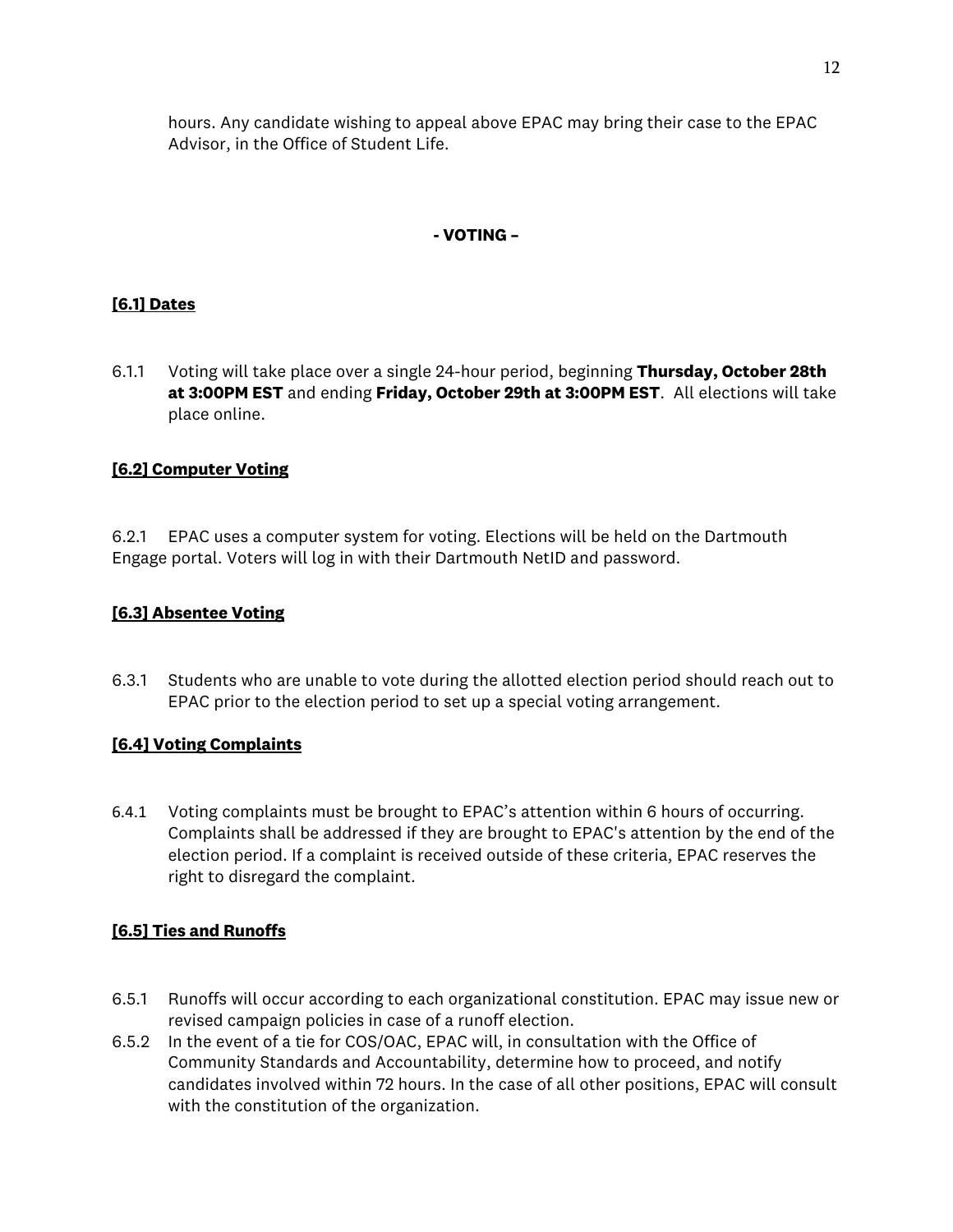hours. Any candidate wishing to appeal above EPAC may bring their case to the EPAC Advisor, in the Office of Student Life.

## - VOTING –

### [6.1] Dates

6.1.1 Voting will take place over a single 24-hour period, beginning **Thursday, October 28th at 3:00PM EST** and ending **Friday, October 29th at 3:00PM EST**. All elections will take place online.

### [6.2] Computer Voting

6.2.1 EPAC uses a computer system for voting. Elections will be held on the Dartmouth Engage portal. Voters will log in with their Dartmouth NetID and password.

### [6.3] Absentee Voting

6.3.1 Students who are unable to vote during the allotted election period should reach out to EPAC prior to the election period to set up a special voting arrangement.

### [6.4] Voting Complaints

6.4.1 Voting complaints must be brought to EPAC's attention within 6 hours of occurring. Complaints shall be addressed if they are brought to EPAC's attention by the end of the election period. If a complaint is received outside of these criteria, EPAC reserves the right to disregard the complaint.

### [6.5] Ties and Runoffs

6.5.1 Runoffs will occur according to each organizational constitution. EPAC may issue new or revised campaign policies in case of a runoff election.

6.5.2 In the event of a tie for COS/OAC, EPAC will, in consultation with the Office of Community Standards and Accountability, determine how to proceed, and notify candidates involved within 72 hours. In the case of all other positions, EPAC will consult with the constitution of the organization.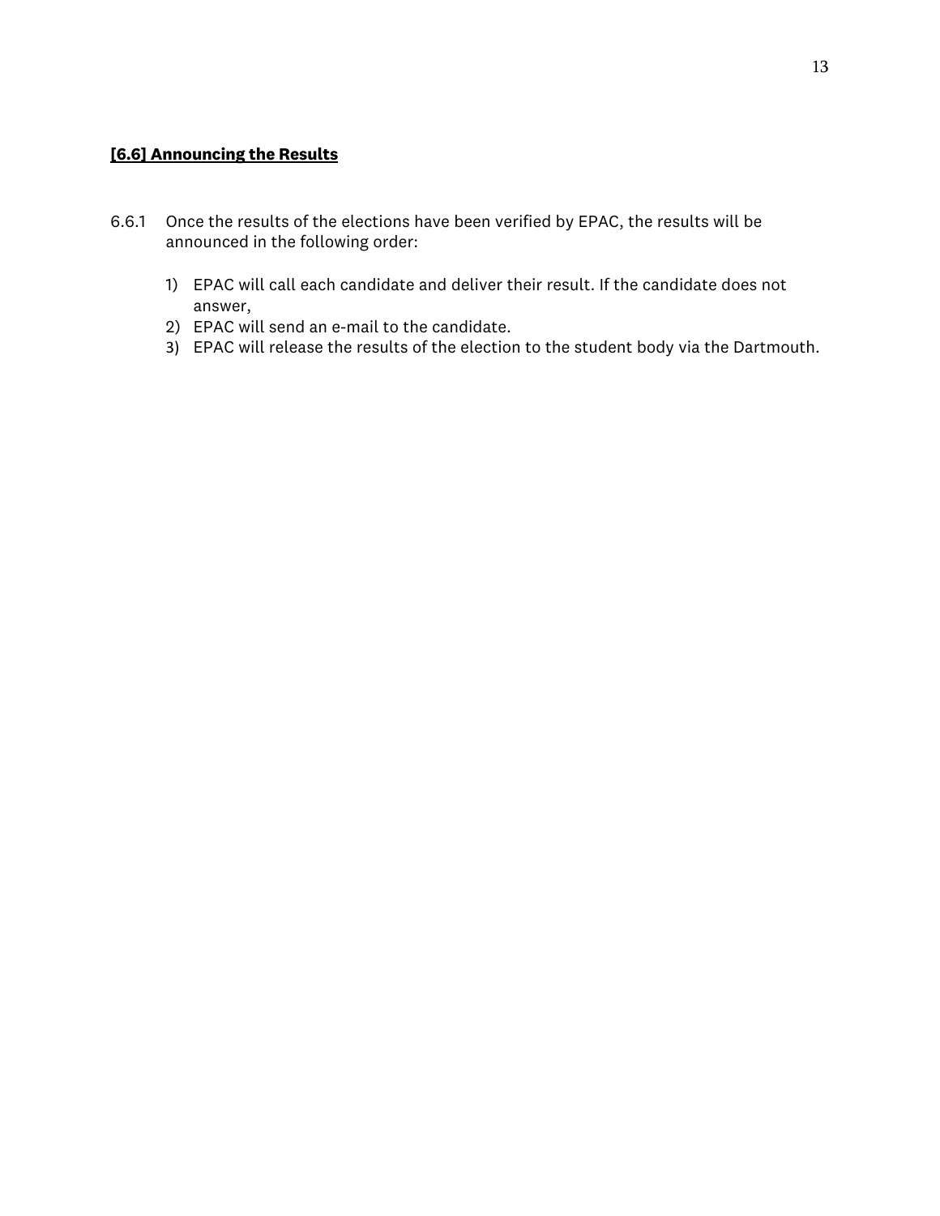**[6.6] Announcing the Results**

6.6.1 Once the results of the elections have been verified by EPAC, the results will be announced in the following order:

1) EPAC will call each candidate and deliver their result. If the candidate does not answer,
2) EPAC will send an e-mail to the candidate.
3) EPAC will release the results of the election to the student body via the Dartmouth.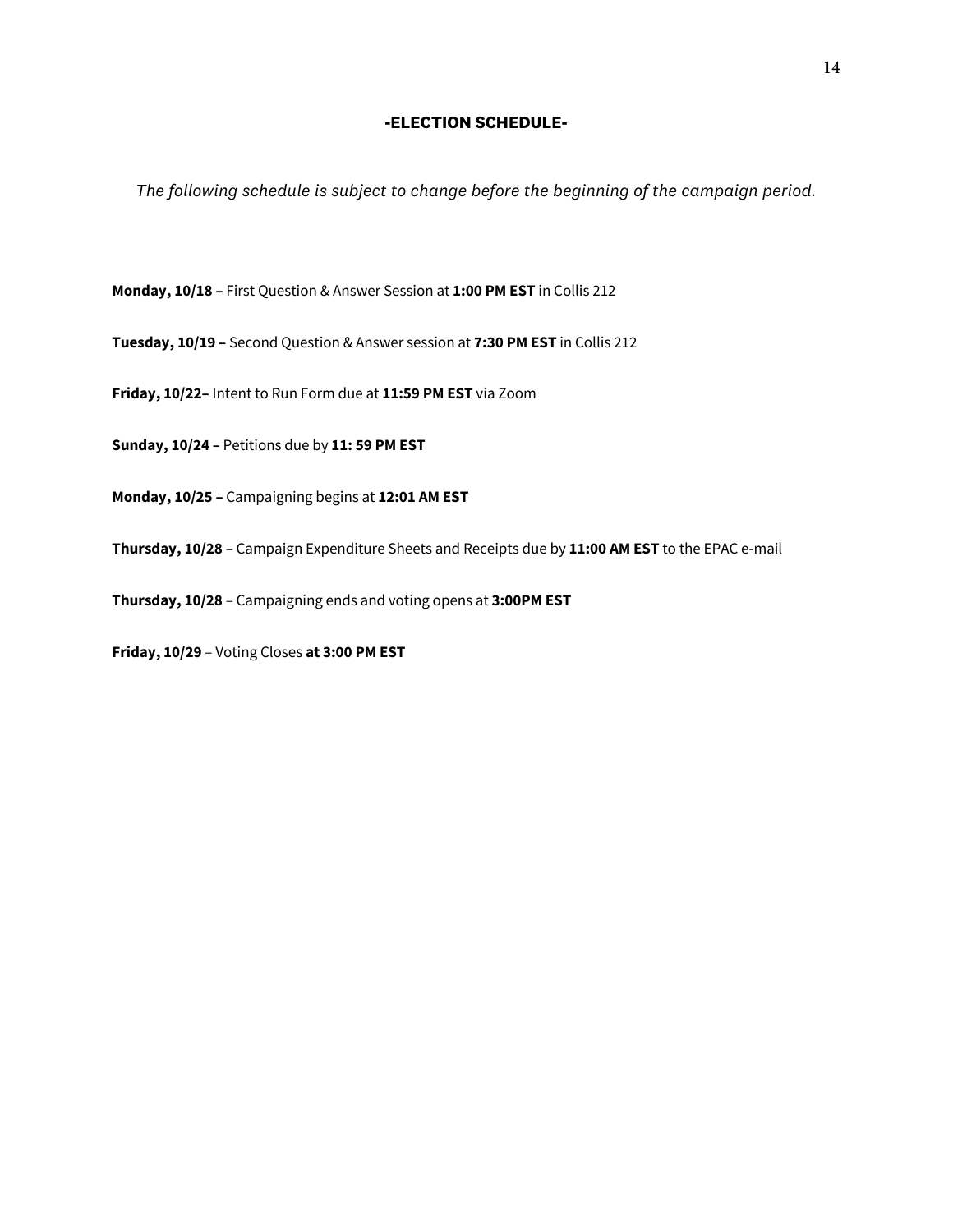## -ELECTION SCHEDULE-

*The following schedule is subject to change before the beginning of the campaign period.*

**Monday, 10/18 –** First Question & Answer Session at **1:00 PM EST** in Collis 212

**Tuesday, 10/19 –** Second Question & Answer session at **7:30 PM EST** in Collis 212

**Friday, 10/22–** Intent to Run Form due at **11:59 PM EST** via Zoom

**Sunday, 10/24 –** Petitions due by **11: 59 PM EST**

**Monday, 10/25 –** Campaigning begins at **12:01 AM EST**

**Thursday, 10/28** – Campaign Expenditure Sheets and Receipts due by **11:00 AM EST** to the EPAC e-mail

**Thursday, 10/28** – Campaigning ends and voting opens at **3:00PM EST**

**Friday, 10/29** – Voting Closes **at 3:00 PM EST**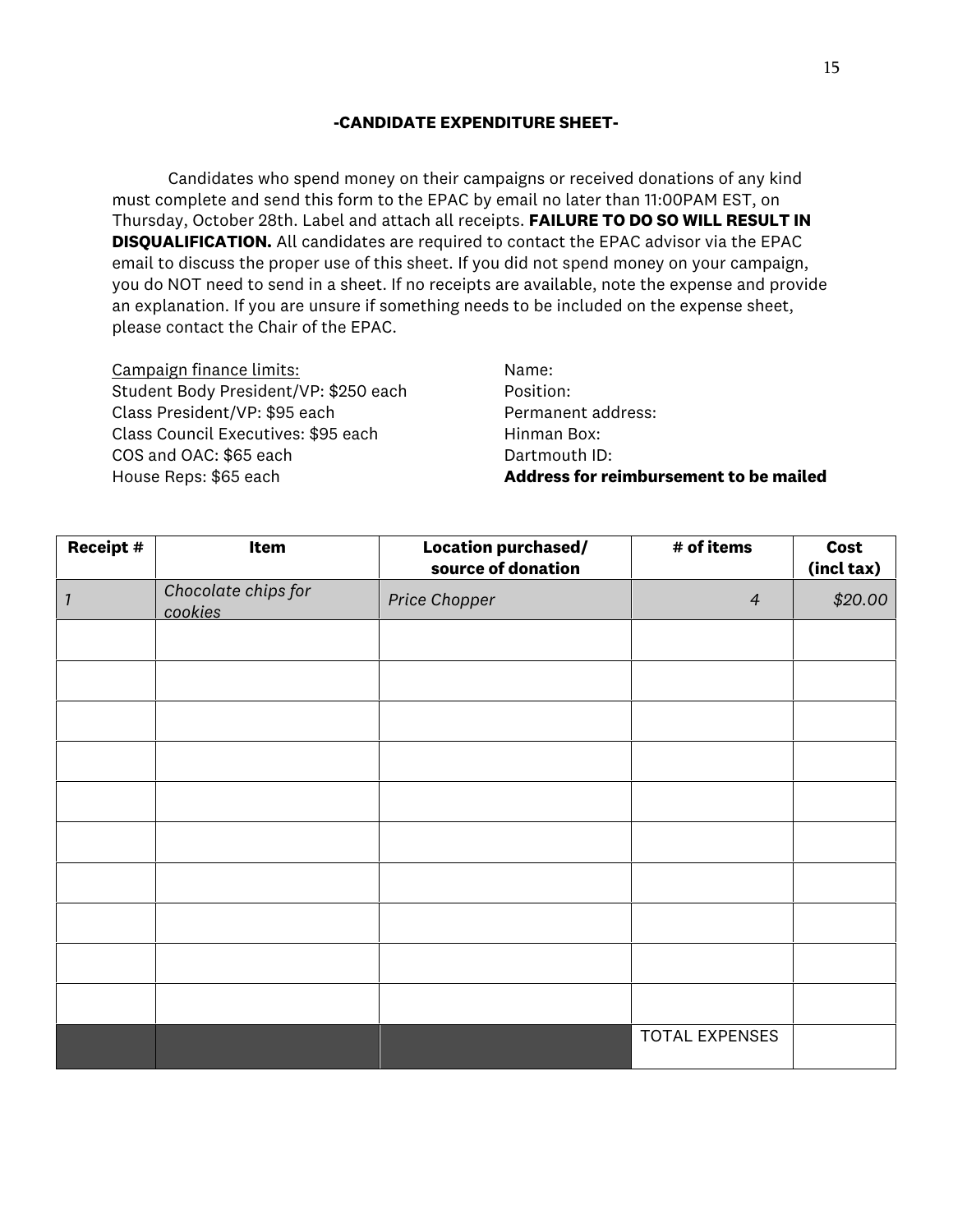## -CANDIDATE EXPENDITURE SHEET-

Candidates who spend money on their campaigns or received donations of any kind must complete and send this form to the EPAC by email no later than 11:00PAM EST, on Thursday, October 28th. Label and attach all receipts. **FAILURE TO DO SO WILL RESULT IN DISQUALIFICATION.** All candidates are required to contact the EPAC advisor via the EPAC email to discuss the proper use of this sheet. If you did not spend money on your campaign, you do NOT need to send in a sheet. If no receipts are available, note the expense and provide an explanation. If you are unsure if something needs to be included on the expense sheet, please contact the Chair of the EPAC.

Campaign finance limits:
Student Body President/VP: $250 each
Class President/VP: $95 each
Class Council Executives: $95 each
COS and OAC: $65 each
House Reps: $65 each

Name:
Position:
Permanent address:
Hinman Box:
Dartmouth ID:
**Address for reimbursement to be mailed**

| Receipt # | Item | Location purchased/ source of donation | # of items | Cost (incl tax) |
|---|---|---|---|---|
| *1* | *Chocolate chips for cookies* | *Price Chopper* | *4* | *$20.00* |
| | | | | |
| | | | | |
| | | | | |
| | | | | |
| | | | | |
| | | | | |
| | | | | |
| | | | | |
| | | | | |
| | | | | |
| | | | TOTAL EXPENSES | |